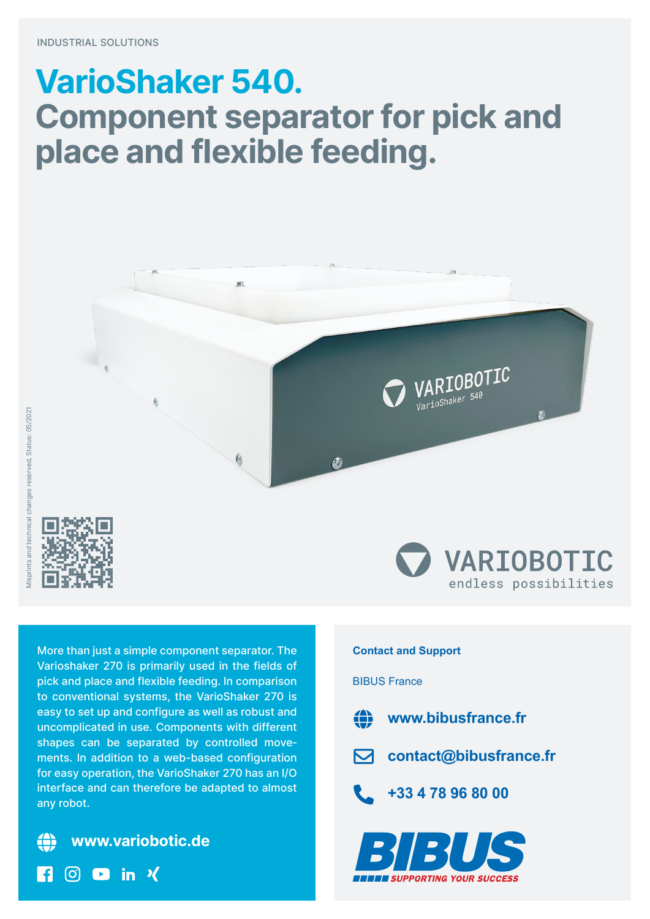INDUSTRIAL SOLUTIONS

# VarioShaker 540.
# Component separator for pick and place and flexible feeding.

Misprints and technical changes reserved, Status: 05/2021

VARIOBOTIC
endless possibilities

More than just a simple component separator. The Varioshaker 270 is primarily used in the fields of pick and place and flexible feeding. In comparison to conventional systems, the VarioShaker 270 is easy to set up and configure as well as robust and uncomplicated in use. Components with different shapes can be separated by controlled movements. In addition to a web-based configuration for easy operation, the VarioShaker 270 has an I/O interface and can therefore be adapted to almost any robot.

**www.variobotic.de**

**Contact and Support**

BIBUS France

**www.bibusfrance.fr**

**contact@bibusfrance.fr**

**+33 4 78 96 80 00**

BIBUS
SUPPORTING YOUR SUCCESS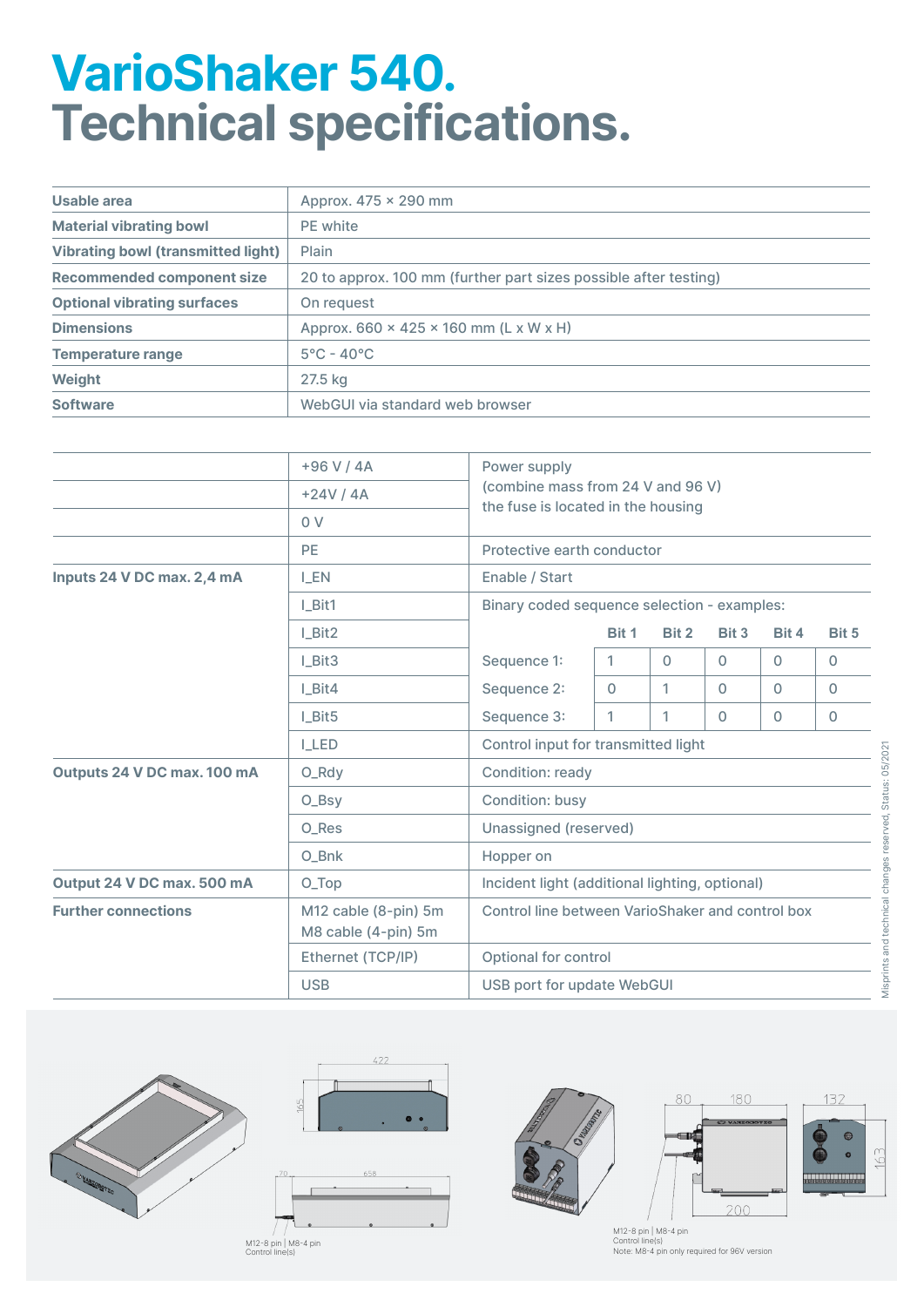# VarioShaker 540.
# Technical specifications.

| | |
|---|---|
| **Usable area** | Approx. 475 × 290 mm |
| **Material vibrating bowl** | PE white |
| **Vibrating bowl (transmitted light)** | Plain |
| **Recommended component size** | 20 to approx. 100 mm (further part sizes possible after testing) |
| **Optional vibrating surfaces** | On request |
| **Dimensions** | Approx. 660 × 425 × 160 mm (L x W x H) |
| **Temperature range** | 5°C - 40°C |
| **Weight** | 27.5 kg |
| **Software** | WebGUI via standard web browser |

| | | | | | | | |
|---|---|---|---|---|---|---|---|
| | +96 V / 4A | Power supply (combine mass from 24 V and 96 V) the fuse is located in the housing | | | | | |
| | +24V / 4A | | | | | | |
| | 0 V | | | | | | |
| | PE | Protective earth conductor | | | | | |
| **Inputs 24 V DC max. 2,4 mA** | I_EN | Enable / Start | | | | | |
| | I_Bit1 | Binary coded sequence selection - examples: | | | | | |
| | I_Bit2 | | **Bit 1** | **Bit 2** | **Bit 3** | **Bit 4** | **Bit 5** |
| | I_Bit3 | Sequence 1: | 1 | 0 | 0 | 0 | 0 |
| | I_Bit4 | Sequence 2: | 0 | 1 | 0 | 0 | 0 |
| | I_Bit5 | Sequence 3: | 1 | 1 | 0 | 0 | 0 |
| | I_LED | Control input for transmitted light | | | | | |
| **Outputs 24 V DC max. 100 mA** | O_Rdy | Condition: ready | | | | | |
| | O_Bsy | Condition: busy | | | | | |
| | O_Res | Unassigned (reserved) | | | | | |
| | O_Bnk | Hopper on | | | | | |
| **Output 24 V DC max. 500 mA** | O_Top | Incident light (additional lighting, optional) | | | | | |
| **Further connections** | M12 cable (8-pin) 5m<br>M8 cable (4-pin) 5m | Control line between VarioShaker and control box | | | | | |
| | Ethernet (TCP/IP) | Optional for control | | | | | |
| | USB | USB port for update WebGUI | | | | | |

Misprints and technical changes reserved, Status: 05/2021

422
165
70
658
M12-8 pin | M8-4 pin
Control line(s)

80
180
132
163
200
M12-8 pin | M8-4 pin
Control line(s)
Note: M8-4 pin only required for 96V version